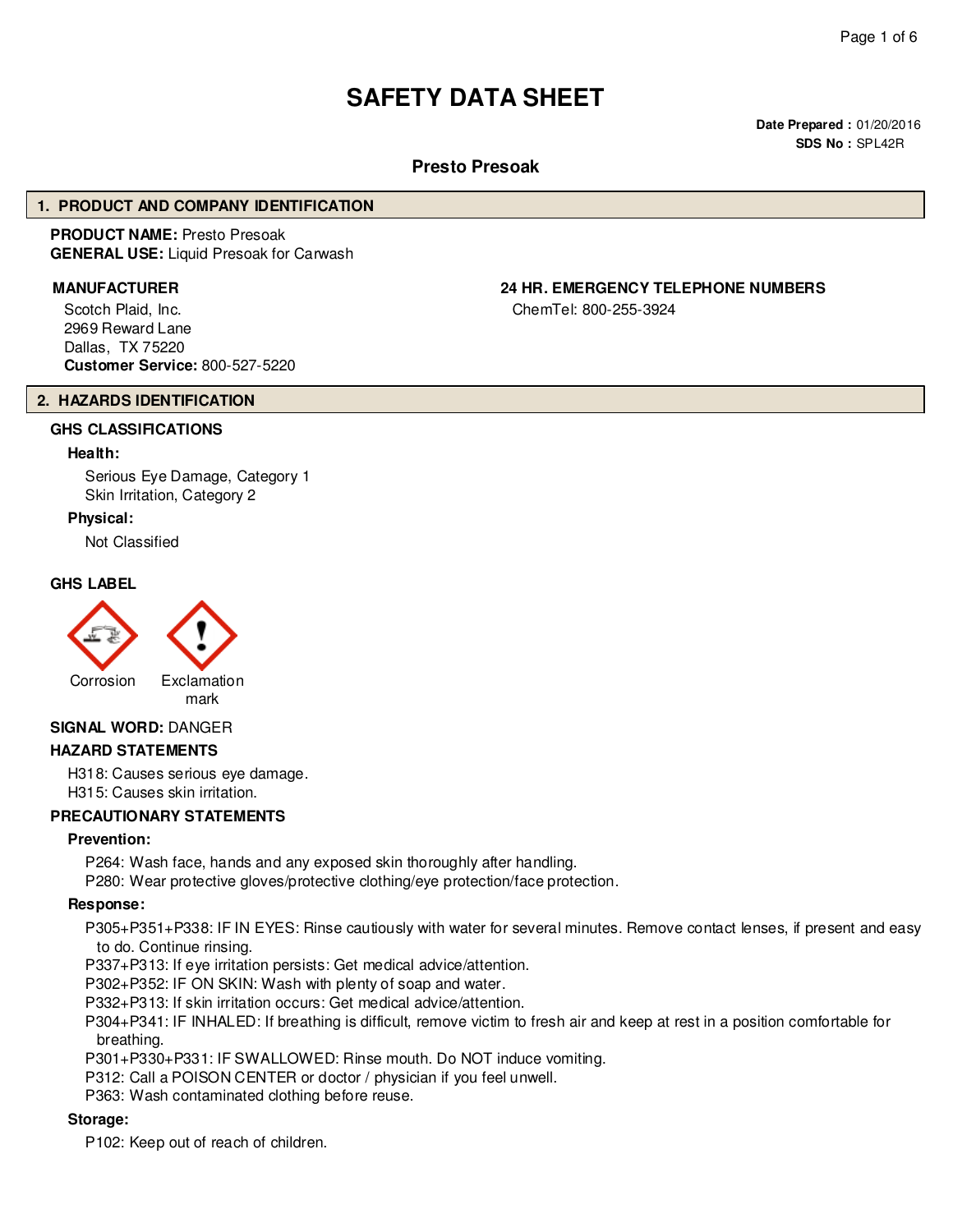# SAFETY DATA SHEET

**Date Prepared :** 01/20/2016
**SDS No :** SPL42R

## Presto Presoak

## 1. PRODUCT AND COMPANY IDENTIFICATION

**PRODUCT NAME:** Presto Presoak
**GENERAL USE:** Liquid Presoak for Carwash

**MANUFACTURER**

Scotch Plaid, Inc.
2969 Reward Lane
Dallas, TX 75220
**Customer Service:** 800-527-5220

**24 HR. EMERGENCY TELEPHONE NUMBERS**

ChemTel: 800-255-3924

## 2. HAZARDS IDENTIFICATION

### GHS CLASSIFICATIONS

**Health:**

Serious Eye Damage, Category 1
Skin Irritation, Category 2

**Physical:**

Not Classified

### GHS LABEL

Corrosion

Exclamation mark

**SIGNAL WORD:** DANGER

### HAZARD STATEMENTS

H318: Causes serious eye damage.
H315: Causes skin irritation.

### PRECAUTIONARY STATEMENTS

**Prevention:**

P264: Wash face, hands and any exposed skin thoroughly after handling.
P280: Wear protective gloves/protective clothing/eye protection/face protection.

**Response:**

P305+P351+P338: IF IN EYES: Rinse cautiously with water for several minutes. Remove contact lenses, if present and easy to do. Continue rinsing.
P337+P313: If eye irritation persists: Get medical advice/attention.
P302+P352: IF ON SKIN: Wash with plenty of soap and water.
P332+P313: If skin irritation occurs: Get medical advice/attention.
P304+P341: IF INHALED: If breathing is difficult, remove victim to fresh air and keep at rest in a position comfortable for breathing.
P301+P330+P331: IF SWALLOWED: Rinse mouth. Do NOT induce vomiting.
P312: Call a POISON CENTER or doctor / physician if you feel unwell.
P363: Wash contaminated clothing before reuse.

**Storage:**

P102: Keep out of reach of children.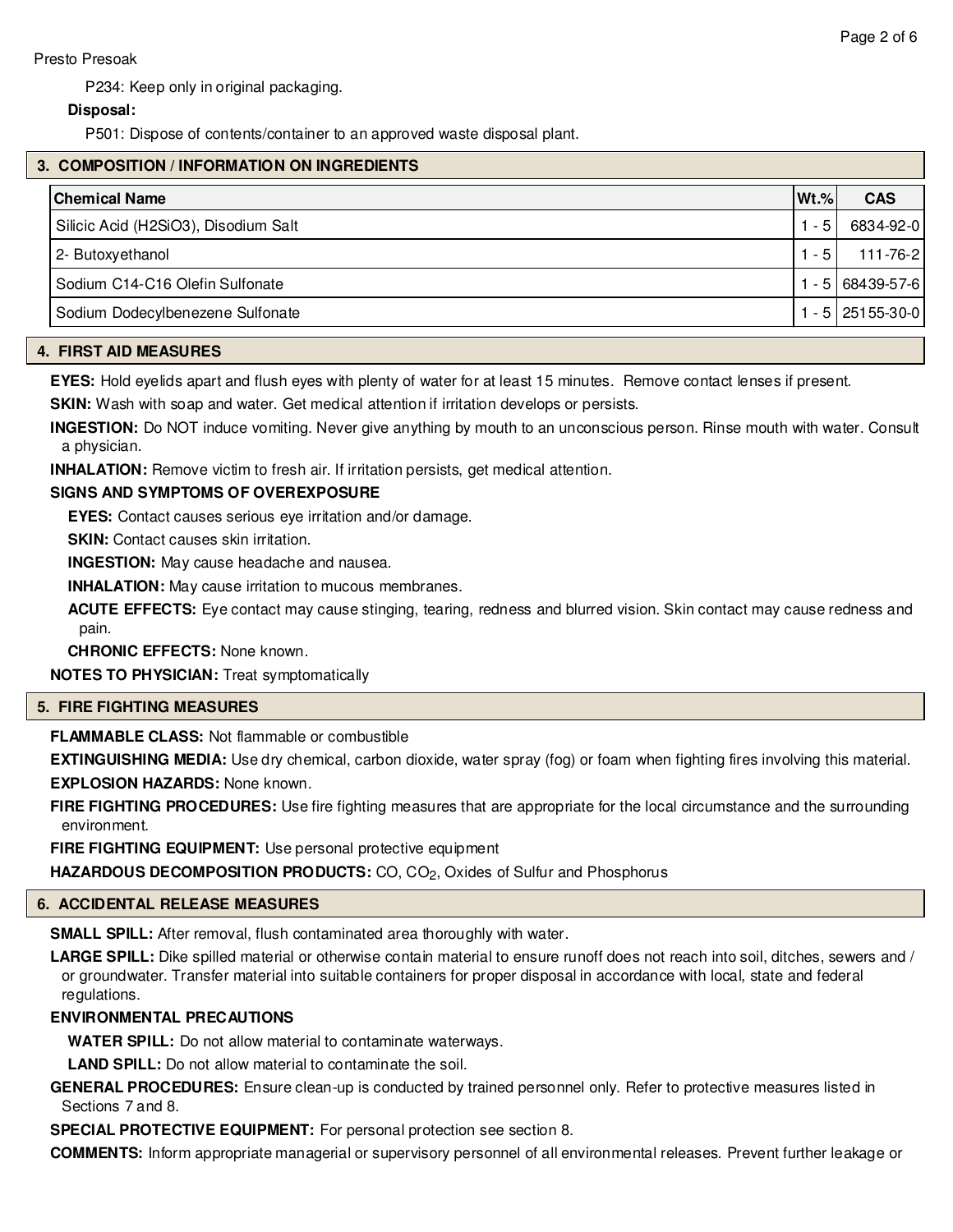P234: Keep only in original packaging.

**Disposal:**

P501: Dispose of contents/container to an approved waste disposal plant.

## 3. COMPOSITION / INFORMATION ON INGREDIENTS

| Chemical Name | Wt.% | CAS |
|---|---|---|
| Silicic Acid (H2SiO3), Disodium Salt | 1 - 5 | 6834-92-0 |
| 2- Butoxyethanol | 1 - 5 | 111-76-2 |
| Sodium C14-C16 Olefin Sulfonate | 1 - 5 | 68439-57-6 |
| Sodium Dodecylbenezene Sulfonate | 1 - 5 | 25155-30-0 |

## 4. FIRST AID MEASURES

**EYES:** Hold eyelids apart and flush eyes with plenty of water for at least 15 minutes. Remove contact lenses if present.

**SKIN:** Wash with soap and water. Get medical attention if irritation develops or persists.

**INGESTION:** Do NOT induce vomiting. Never give anything by mouth to an unconscious person. Rinse mouth with water. Consult a physician.

**INHALATION:** Remove victim to fresh air. If irritation persists, get medical attention.

**SIGNS AND SYMPTOMS OF OVEREXPOSURE**

**EYES:** Contact causes serious eye irritation and/or damage.

**SKIN:** Contact causes skin irritation.

**INGESTION:** May cause headache and nausea.

**INHALATION:** May cause irritation to mucous membranes.

**ACUTE EFFECTS:** Eye contact may cause stinging, tearing, redness and blurred vision. Skin contact may cause redness and pain.

**CHRONIC EFFECTS:** None known.

**NOTES TO PHYSICIAN:** Treat symptomatically

## 5. FIRE FIGHTING MEASURES

**FLAMMABLE CLASS:** Not flammable or combustible

**EXTINGUISHING MEDIA:** Use dry chemical, carbon dioxide, water spray (fog) or foam when fighting fires involving this material.

**EXPLOSION HAZARDS:** None known.

**FIRE FIGHTING PROCEDURES:** Use fire fighting measures that are appropriate for the local circumstance and the surrounding environment.

**FIRE FIGHTING EQUIPMENT:** Use personal protective equipment

**HAZARDOUS DECOMPOSITION PRODUCTS:** CO, $CO_2$, Oxides of Sulfur and Phosphorus

## 6. ACCIDENTAL RELEASE MEASURES

**SMALL SPILL:** After removal, flush contaminated area thoroughly with water.

**LARGE SPILL:** Dike spilled material or otherwise contain material to ensure runoff does not reach into soil, ditches, sewers and / or groundwater. Transfer material into suitable containers for proper disposal in accordance with local, state and federal regulations.

**ENVIRONMENTAL PRECAUTIONS**

**WATER SPILL:** Do not allow material to contaminate waterways.

**LAND SPILL:** Do not allow material to contaminate the soil.

**GENERAL PROCEDURES:** Ensure clean-up is conducted by trained personnel only. Refer to protective measures listed in Sections 7 and 8.

**SPECIAL PROTECTIVE EQUIPMENT:** For personal protection see section 8.

**COMMENTS:** Inform appropriate managerial or supervisory personnel of all environmental releases. Prevent further leakage or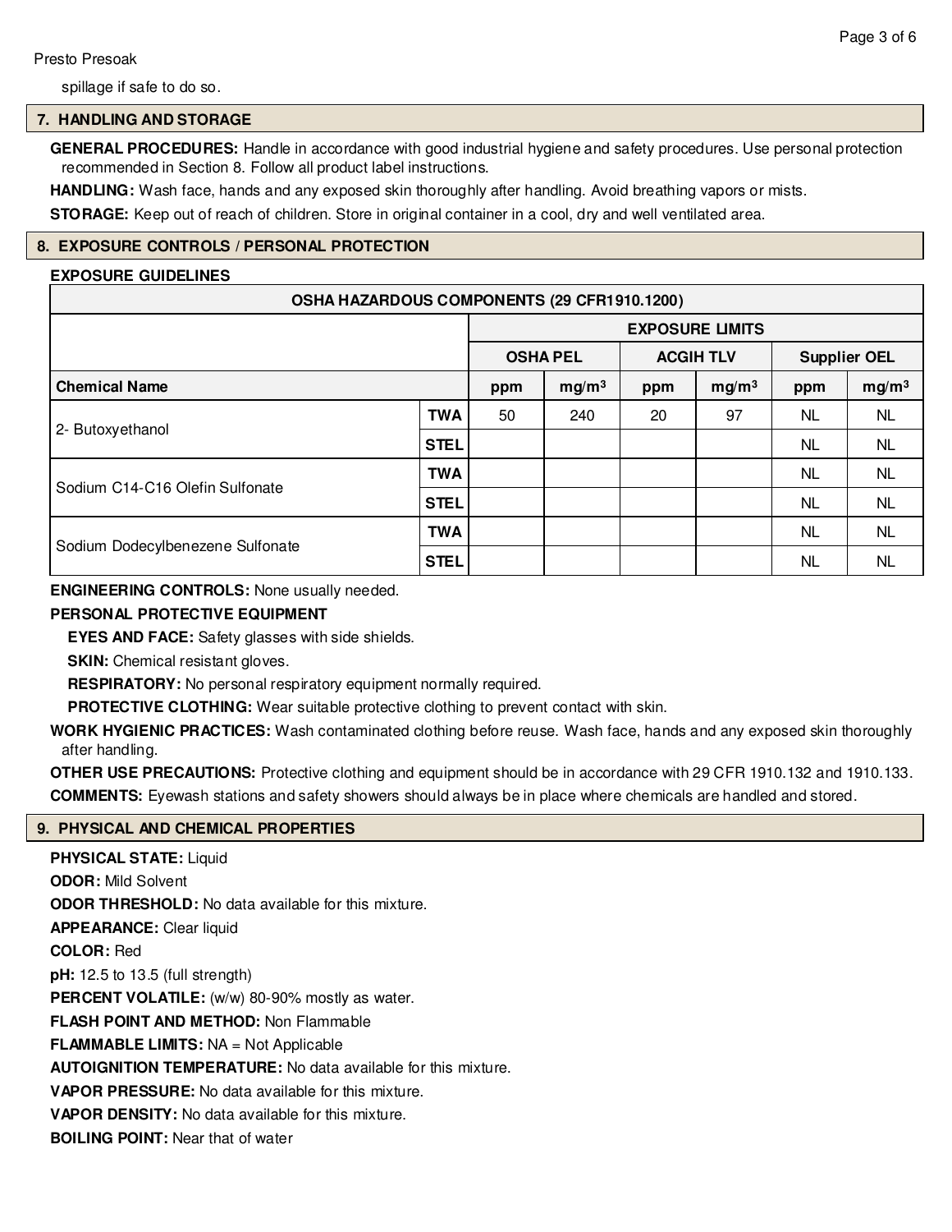spillage if safe to do so.

## 7. HANDLING AND STORAGE

**GENERAL PROCEDURES:** Handle in accordance with good industrial hygiene and safety procedures. Use personal protection recommended in Section 8. Follow all product label instructions.

**HANDLING:** Wash face, hands and any exposed skin thoroughly after handling. Avoid breathing vapors or mists.

**STORAGE:** Keep out of reach of children. Store in original container in a cool, dry and well ventilated area.

## 8. EXPOSURE CONTROLS / PERSONAL PROTECTION

**EXPOSURE GUIDELINES**

| OSHA HAZARDOUS COMPONENTS (29 CFR1910.1200) | | | | | | | |
|---|---|---|---|---|---|---|---|
| | | EXPOSURE LIMITS | | | | | |
| | | OSHA PEL | | ACGIH TLV | | Supplier OEL | |
| **Chemical Name** | | ppm | $mg/m^3$ | ppm | $mg/m^3$ | ppm | $mg/m^3$ |
| 2- Butoxyethanol | TWA | 50 | 240 | 20 | 97 | NL | NL |
| | STEL | | | | | NL | NL |
| Sodium C14-C16 Olefin Sulfonate | TWA | | | | | NL | NL |
| | STEL | | | | | NL | NL |
| Sodium Dodecylbenezene Sulfonate | TWA | | | | | NL | NL |
| | STEL | | | | | NL | NL |

**ENGINEERING CONTROLS:** None usually needed.

**PERSONAL PROTECTIVE EQUIPMENT**

**EYES AND FACE:** Safety glasses with side shields.

**SKIN:** Chemical resistant gloves.

**RESPIRATORY:** No personal respiratory equipment normally required.

**PROTECTIVE CLOTHING:** Wear suitable protective clothing to prevent contact with skin.

**WORK HYGIENIC PRACTICES:** Wash contaminated clothing before reuse. Wash face, hands and any exposed skin thoroughly after handling.

**OTHER USE PRECAUTIONS:** Protective clothing and equipment should be in accordance with 29 CFR 1910.132 and 1910.133.

**COMMENTS:** Eyewash stations and safety showers should always be in place where chemicals are handled and stored.

## 9. PHYSICAL AND CHEMICAL PROPERTIES

**PHYSICAL STATE:** Liquid

**ODOR:** Mild Solvent

**ODOR THRESHOLD:** No data available for this mixture.

**APPEARANCE:** Clear liquid

**COLOR:** Red

**pH:** 12.5 to 13.5 (full strength)

**PERCENT VOLATILE:** (w/w) 80-90% mostly as water.

**FLASH POINT AND METHOD:** Non Flammable

**FLAMMABLE LIMITS:** NA = Not Applicable

**AUTOIGNITION TEMPERATURE:** No data available for this mixture.

**VAPOR PRESSURE:** No data available for this mixture.

**VAPOR DENSITY:** No data available for this mixture.

**BOILING POINT:** Near that of water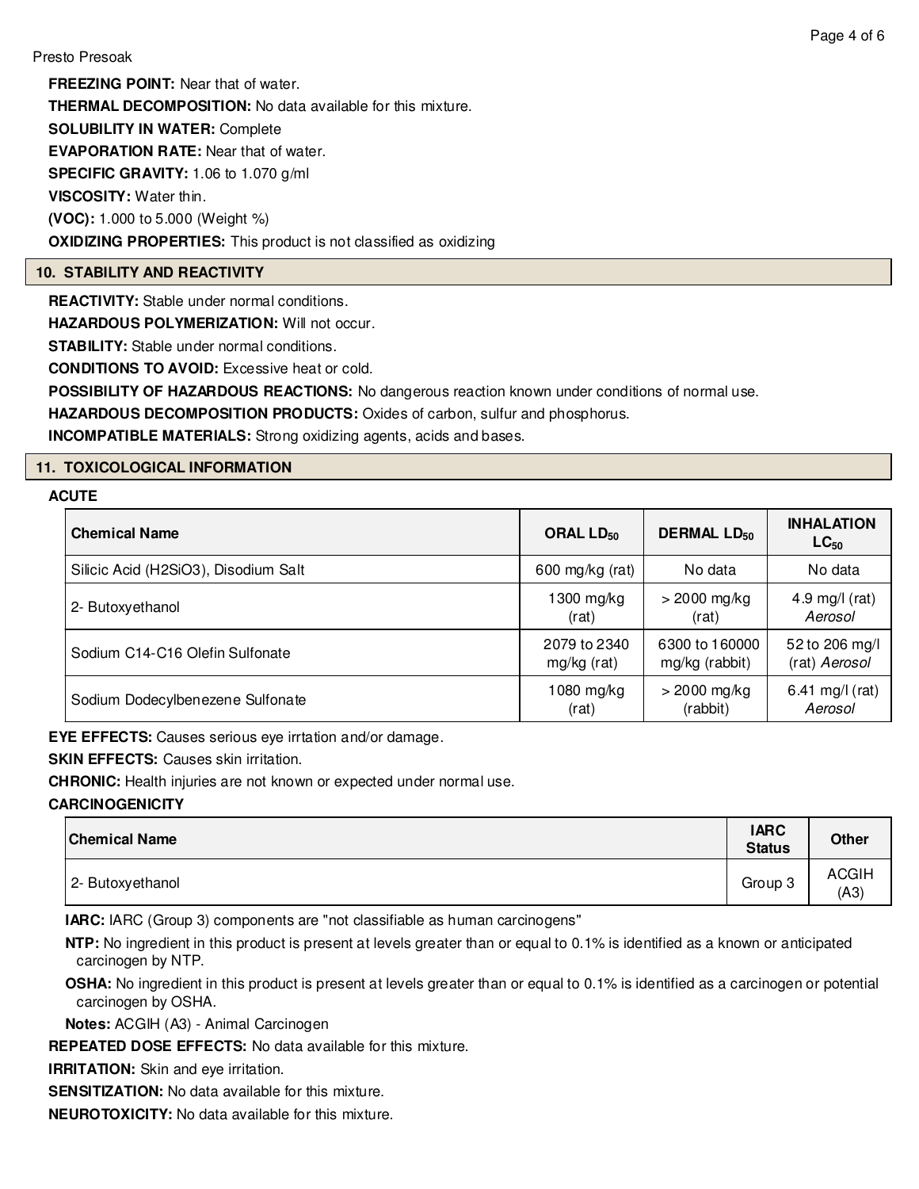**FREEZING POINT:** Near that of water.

**THERMAL DECOMPOSITION:** No data available for this mixture.

**SOLUBILITY IN WATER:** Complete

**EVAPORATION RATE:** Near that of water.

**SPECIFIC GRAVITY:** 1.06 to 1.070 g/ml

**VISCOSITY:** Water thin.

**(VOC):** 1.000 to 5.000 (Weight %)

**OXIDIZING PROPERTIES:** This product is not classified as oxidizing

## 10. STABILITY AND REACTIVITY

**REACTIVITY:** Stable under normal conditions.

**HAZARDOUS POLYMERIZATION:** Will not occur.

**STABILITY:** Stable under normal conditions.

**CONDITIONS TO AVOID:** Excessive heat or cold.

**POSSIBILITY OF HAZARDOUS REACTIONS:** No dangerous reaction known under conditions of normal use.

**HAZARDOUS DECOMPOSITION PRODUCTS:** Oxides of carbon, sulfur and phosphorus.

**INCOMPATIBLE MATERIALS:** Strong oxidizing agents, acids and bases.

## 11. TOXICOLOGICAL INFORMATION

**ACUTE**

| Chemical Name | ORAL $LD_{50}$ | DERMAL $LD_{50}$ | INHALATION $LC_{50}$ |
|---|---|---|---|
| Silicic Acid (H2SiO3), Disodium Salt | 600 mg/kg (rat) | No data | No data |
| 2- Butoxyethanol | 1300 mg/kg (rat) | > 2000 mg/kg (rat) | 4.9 mg/l (rat) *Aerosol* |
| Sodium C14-C16 Olefin Sulfonate | 2079 to 2340 mg/kg (rat) | 6300 to 160000 mg/kg (rabbit) | 52 to 206 mg/l (rat) *Aerosol* |
| Sodium Dodecylbenezene Sulfonate | 1080 mg/kg (rat) | > 2000 mg/kg (rabbit) | 6.41 mg/l (rat) *Aerosol* |

**EYE EFFECTS:** Causes serious eye irrtation and/or damage.

**SKIN EFFECTS:** Causes skin irritation.

**CHRONIC:** Health injuries are not known or expected under normal use.

**CARCINOGENICITY**

| Chemical Name | IARC Status | Other |
|---|---|---|
| 2- Butoxyethanol | Group 3 | ACGIH (A3) |

**IARC:** IARC (Group 3) components are "not classifiable as human carcinogens"

**NTP:** No ingredient in this product is present at levels greater than or equal to 0.1% is identified as a known or anticipated carcinogen by NTP.

**OSHA:** No ingredient in this product is present at levels greater than or equal to 0.1% is identified as a carcinogen or potential carcinogen by OSHA.

**Notes:** ACGIH (A3) - Animal Carcinogen

**REPEATED DOSE EFFECTS:** No data available for this mixture.

**IRRITATION:** Skin and eye irritation.

**SENSITIZATION:** No data available for this mixture.

**NEUROTOXICITY:** No data available for this mixture.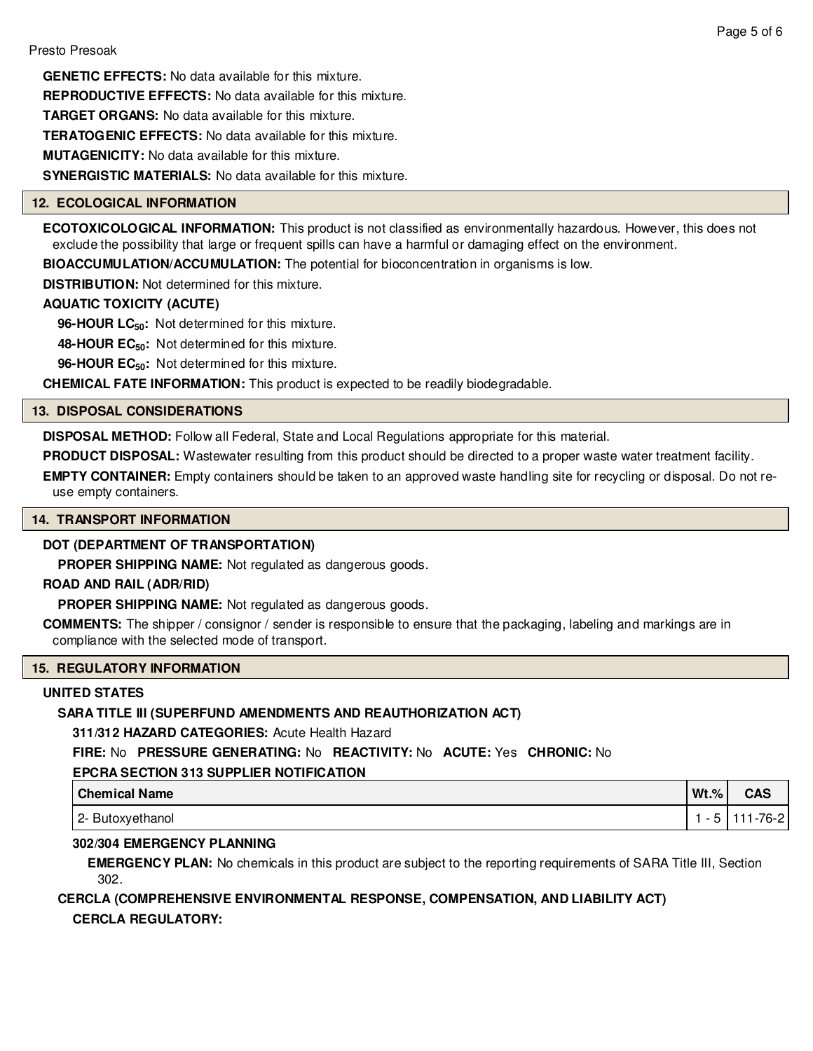**GENETIC EFFECTS:** No data available for this mixture.

**REPRODUCTIVE EFFECTS:** No data available for this mixture.

**TARGET ORGANS:** No data available for this mixture.

**TERATOGENIC EFFECTS:** No data available for this mixture.

**MUTAGENICITY:** No data available for this mixture.

**SYNERGISTIC MATERIALS:** No data available for this mixture.

## 12. ECOLOGICAL INFORMATION

**ECOTOXICOLOGICAL INFORMATION:** This product is not classified as environmentally hazardous. However, this does not exclude the possibility that large or frequent spills can have a harmful or damaging effect on the environment.

**BIOACCUMULATION/ACCUMULATION:** The potential for bioconcentration in organisms is low.

**DISTRIBUTION:** Not determined for this mixture.

**AQUATIC TOXICITY (ACUTE)**

**96-HOUR $LC_{50}$:** Not determined for this mixture.

**48-HOUR $EC_{50}$:** Not determined for this mixture.

**96-HOUR $EC_{50}$:** Not determined for this mixture.

**CHEMICAL FATE INFORMATION:** This product is expected to be readily biodegradable.

## 13. DISPOSAL CONSIDERATIONS

**DISPOSAL METHOD:** Follow all Federal, State and Local Regulations appropriate for this material.

**PRODUCT DISPOSAL:** Wastewater resulting from this product should be directed to a proper waste water treatment facility.

**EMPTY CONTAINER:** Empty containers should be taken to an approved waste handling site for recycling or disposal. Do not re-use empty containers.

## 14. TRANSPORT INFORMATION

**DOT (DEPARTMENT OF TRANSPORTATION)**

**PROPER SHIPPING NAME:** Not regulated as dangerous goods.

**ROAD AND RAIL (ADR/RID)**

**PROPER SHIPPING NAME:** Not regulated as dangerous goods.

**COMMENTS:** The shipper / consignor / sender is responsible to ensure that the packaging, labeling and markings are in compliance with the selected mode of transport.

## 15. REGULATORY INFORMATION

**UNITED STATES**

**SARA TITLE III (SUPERFUND AMENDMENTS AND REAUTHORIZATION ACT)**

**311/312 HAZARD CATEGORIES:** Acute Health Hazard

**FIRE:** No **PRESSURE GENERATING:** No **REACTIVITY:** No **ACUTE:** Yes **CHRONIC:** No

**EPCRA SECTION 313 SUPPLIER NOTIFICATION**

| Chemical Name | Wt.% | CAS |
|---|---|---|
| 2- Butoxyethanol | 1 - 5 | 111-76-2 |

**302/304 EMERGENCY PLANNING**

**EMERGENCY PLAN:** No chemicals in this product are subject to the reporting requirements of SARA Title III, Section 302.

**CERCLA (COMPREHENSIVE ENVIRONMENTAL RESPONSE, COMPENSATION, AND LIABILITY ACT)**

**CERCLA REGULATORY:**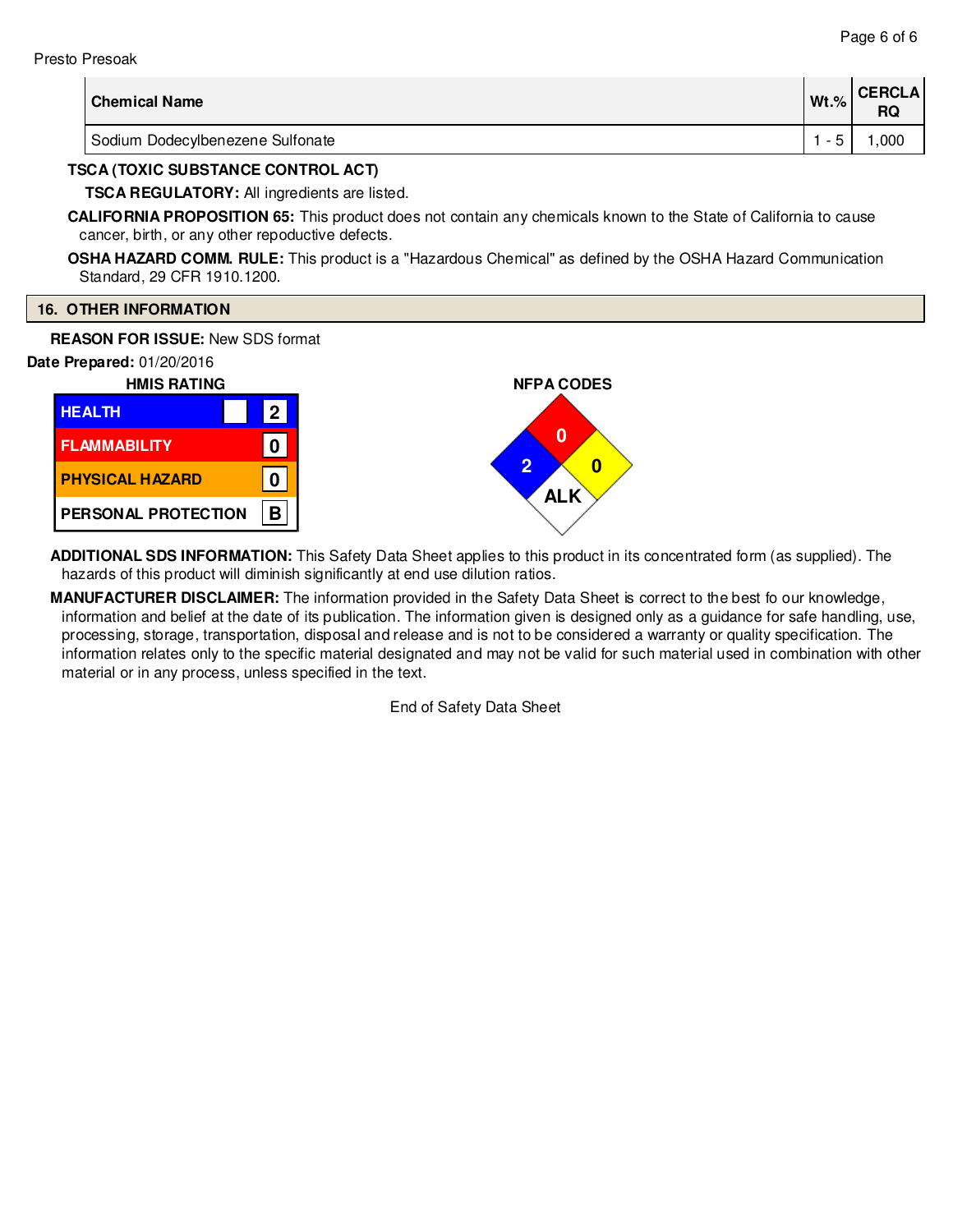Presto Presoak

| Chemical Name | Wt.% | CERCLA RQ |
|---|---|---|
| Sodium Dodecylbenezene Sulfonate | 1 - 5 | 1,000 |

**TSCA (TOXIC SUBSTANCE CONTROL ACT)**

**TSCA REGULATORY:** All ingredients are listed.

**CALIFORNIA PROPOSITION 65:** This product does not contain any chemicals known to the State of California to cause cancer, birth, or any other repoductive defects.

**OSHA HAZARD COMM. RULE:** This product is a "Hazardous Chemical" as defined by the OSHA Hazard Communication Standard, 29 CFR 1910.1200.

## 16. OTHER INFORMATION

**REASON FOR ISSUE:** New SDS format

**Date Prepared:** 01/20/2016

**HMIS RATING**

| | |
|---|---|
| HEALTH | 2 |
| FLAMMABILITY | 0 |
| PHYSICAL HAZARD | 0 |
| PERSONAL PROTECTION | B |

**NFPA CODES**

0

2

0

ALK

**ADDITIONAL SDS INFORMATION:** This Safety Data Sheet applies to this product in its concentrated form (as supplied). The hazards of this product will diminish significantly at end use dilution ratios.

**MANUFACTURER DISCLAIMER:** The information provided in the Safety Data Sheet is correct to the best fo our knowledge, information and belief at the date of its publication. The information given is designed only as a guidance for safe handling, use, processing, storage, transportation, disposal and release and is not to be considered a warranty or quality specification. The information relates only to the specific material designated and may not be valid for such material used in combination with other material or in any process, unless specified in the text.

End of Safety Data Sheet